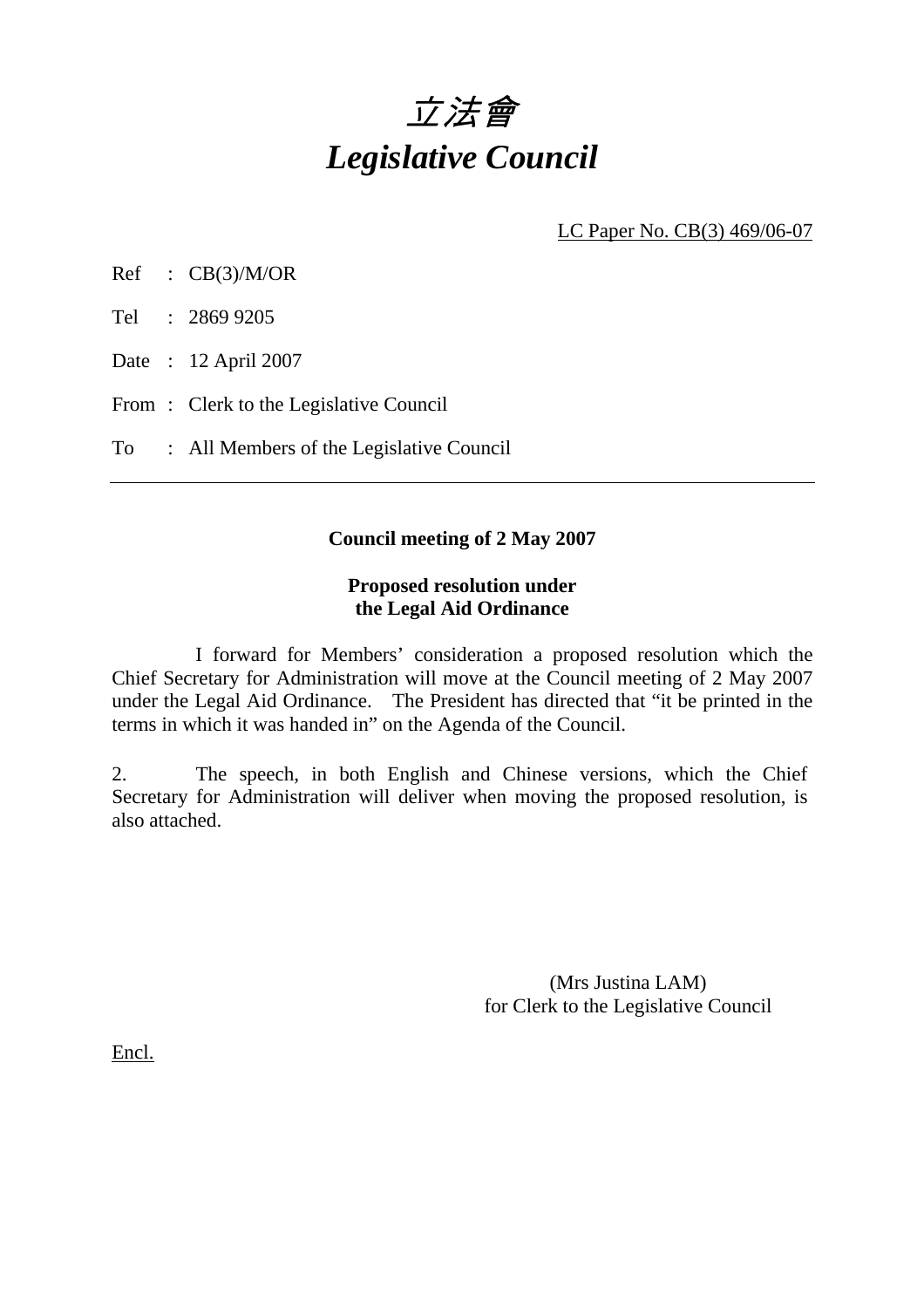# *立法會*
# *Legislative Council*

LC Paper No. CB(3) 469/06-07

Ref : CB(3)/M/OR

Tel : 2869 9205

Date : 12 April 2007

From : Clerk to the Legislative Council

To : All Members of the Legislative Council

---

**Council meeting of 2 May 2007**

**Proposed resolution under**
**the Legal Aid Ordinance**

I forward for Members' consideration a proposed resolution which the Chief Secretary for Administration will move at the Council meeting of 2 May 2007 under the Legal Aid Ordinance. The President has directed that "it be printed in the terms in which it was handed in" on the Agenda of the Council.

2. The speech, in both English and Chinese versions, which the Chief Secretary for Administration will deliver when moving the proposed resolution, is also attached.

(Mrs Justina LAM)
for Clerk to the Legislative Council

Encl.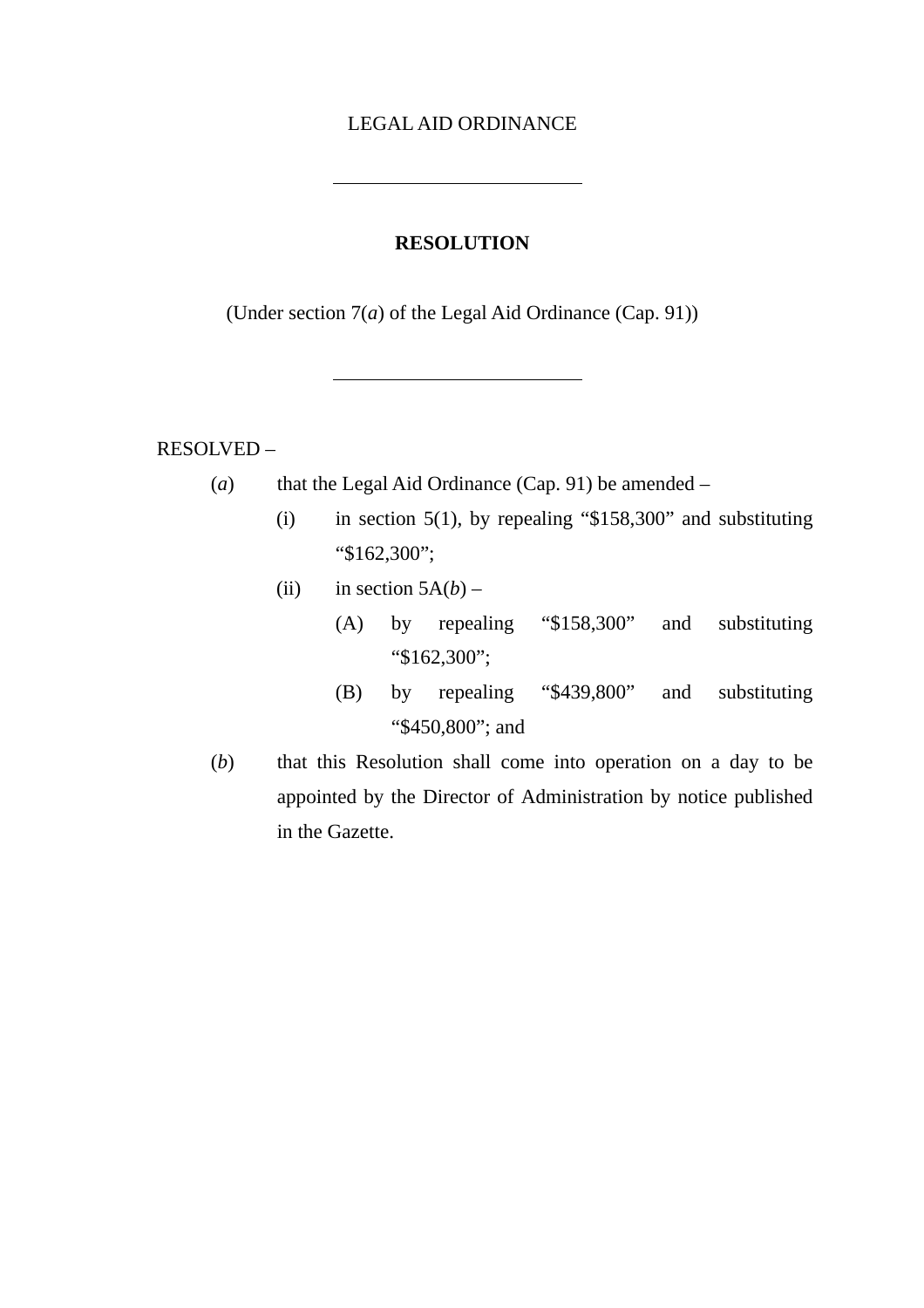LEGAL AID ORDINANCE

---

**RESOLUTION**

(Under section 7(*a*) of the Legal Aid Ordinance (Cap. 91))

---

RESOLVED –

(*a*) that the Legal Aid Ordinance (Cap. 91) be amended –

  (i) in section 5(1), by repealing "$158,300" and substituting "$162,300";

  (ii) in section 5A(*b*) –

    (A) by repealing "$158,300" and substituting "$162,300";

    (B) by repealing "$439,800" and substituting "$450,800"; and

(*b*) that this Resolution shall come into operation on a day to be appointed by the Director of Administration by notice published in the Gazette.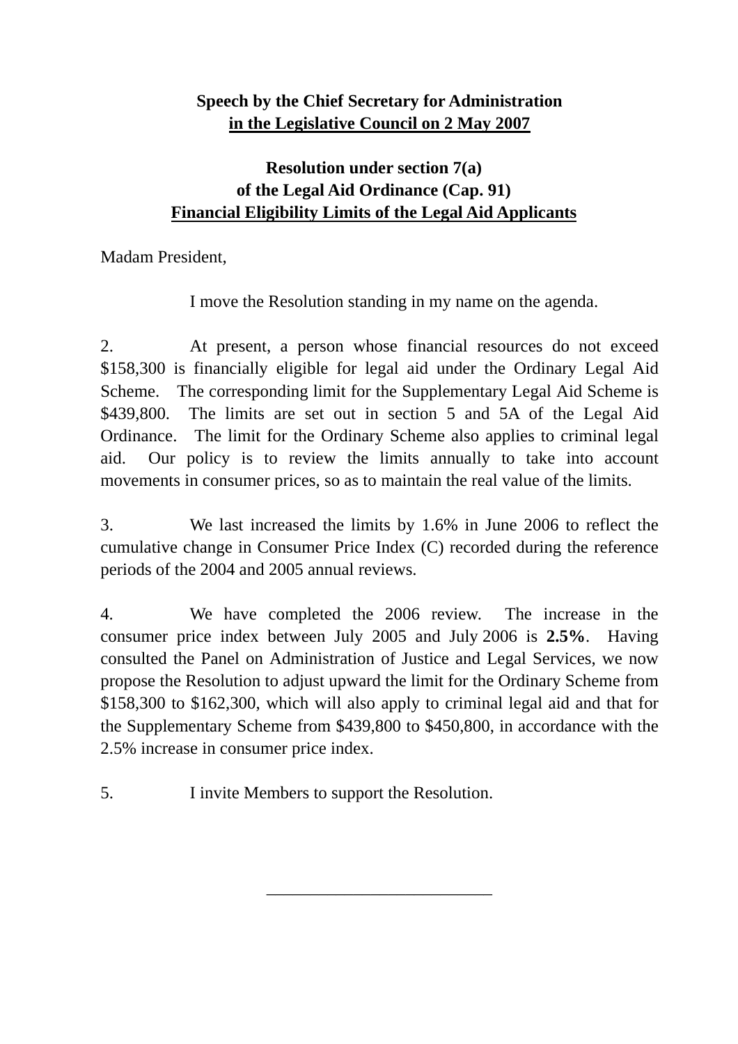**Speech by the Chief Secretary for Administration**
**<u>in the Legislative Council on 2 May 2007</u>**

**Resolution under section 7(a)**
**of the Legal Aid Ordinance (Cap. 91)**
**<u>Financial Eligibility Limits of the Legal Aid Applicants</u>**

Madam President,

I move the Resolution standing in my name on the agenda.

2. At present, a person whose financial resources do not exceed $158,300 is financially eligible for legal aid under the Ordinary Legal Aid Scheme. The corresponding limit for the Supplementary Legal Aid Scheme is $439,800. The limits are set out in section 5 and 5A of the Legal Aid Ordinance. The limit for the Ordinary Scheme also applies to criminal legal aid. Our policy is to review the limits annually to take into account movements in consumer prices, so as to maintain the real value of the limits.

3. We last increased the limits by 1.6% in June 2006 to reflect the cumulative change in Consumer Price Index (C) recorded during the reference periods of the 2004 and 2005 annual reviews.

4. We have completed the 2006 review. The increase in the consumer price index between July 2005 and July 2006 is **2.5%**. Having consulted the Panel on Administration of Justice and Legal Services, we now propose the Resolution to adjust upward the limit for the Ordinary Scheme from $158,300 to $162,300, which will also apply to criminal legal aid and that for the Supplementary Scheme from $439,800 to $450,800, in accordance with the 2.5% increase in consumer price index.

5. I invite Members to support the Resolution.

---